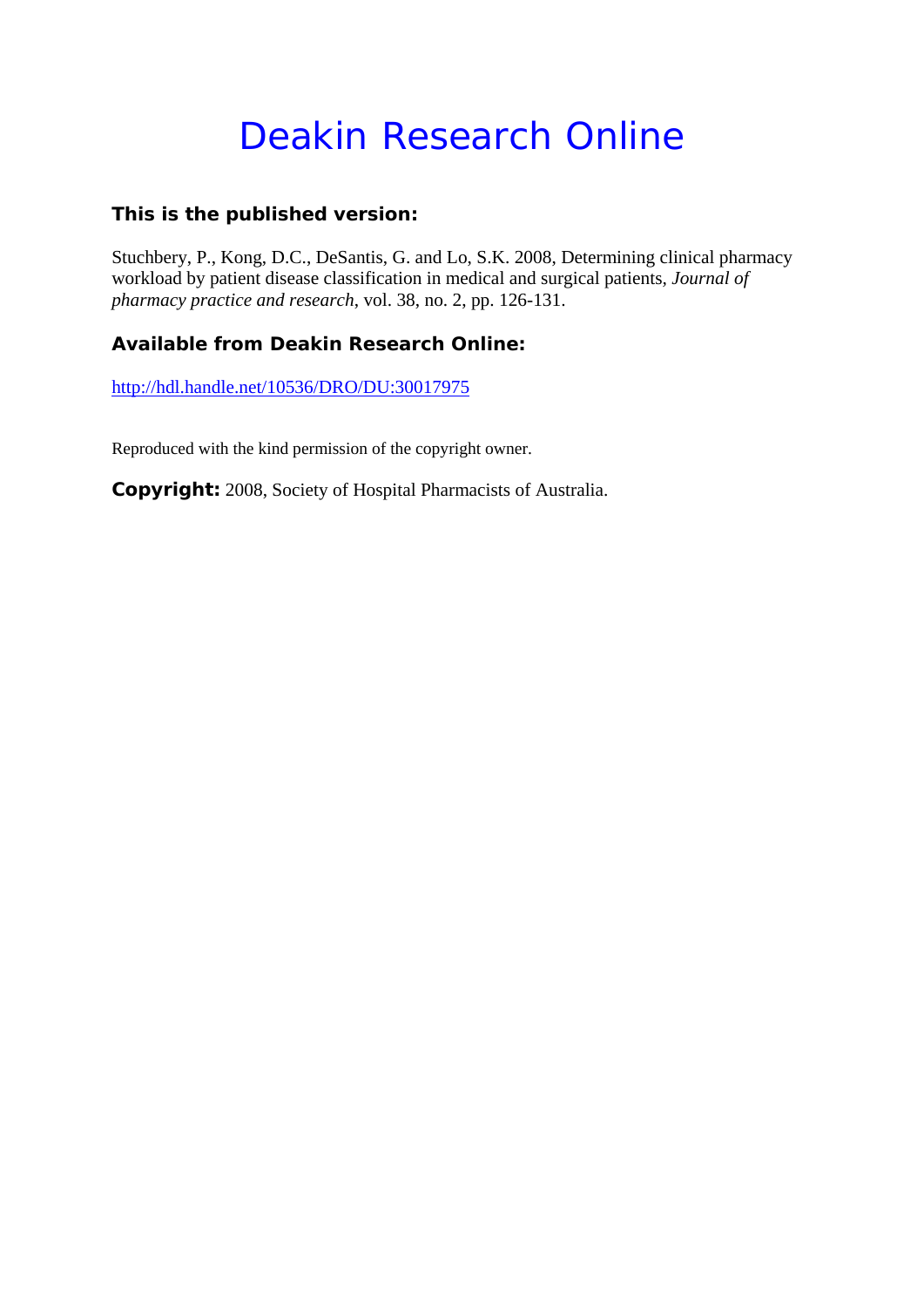# Deakin Research Online

### This is the published version:

Stuchbery, P., Kong, D.C., DeSantis, G. and Lo, S.K. 2008, Determining clinical pharmacy workload by patient disease classification in medical and surgical patients, *Journal of pharmacy practice and research*, vol. 38, no. 2, pp. 126-131.

### Available from Deakin Research Online:

http://hdl.handle.net/10536/DRO/DU:30017975

Reproduced with the kind permission of the copyright owner.

**Copyright:** 2008, Society of Hospital Pharmacists of Australia.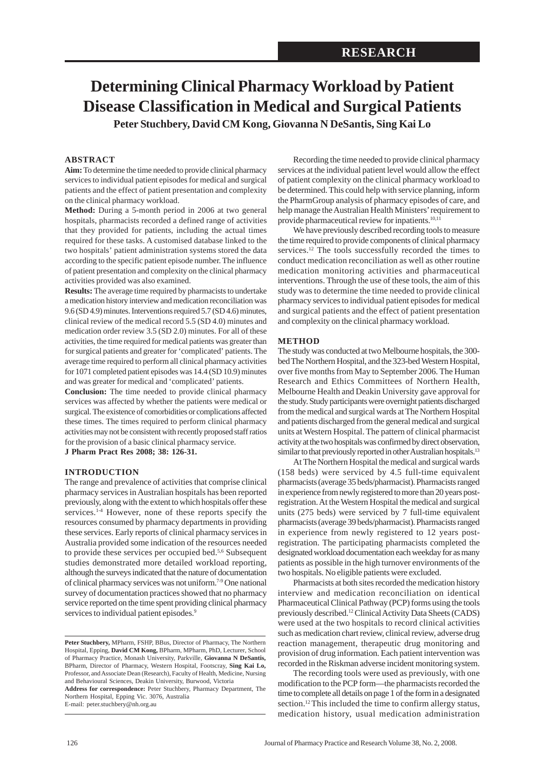# Determining Clinical Pharmacy Workload by Patient Disease Classification in Medical and Surgical Patients

**Peter Stuchbery, David CM Kong, Giovanna N DeSantis, Sing Kai Lo**

## ABSTRACT

**Aim:** To determine the time needed to provide clinical pharmacy services to individual patient episodes for medical and surgical patients and the effect of patient presentation and complexity on the clinical pharmacy workload.

**Method:** During a 5-month period in 2006 at two general hospitals, pharmacists recorded a defined range of activities that they provided for patients, including the actual times required for these tasks. A customised database linked to the two hospitals' patient administration systems stored the data according to the specific patient episode number. The influence of patient presentation and complexity on the clinical pharmacy activities provided was also examined.

**Results:** The average time required by pharmacists to undertake a medication history interview and medication reconciliation was 9.6 (SD 4.9) minutes. Interventions required 5.7 (SD 4.6) minutes, clinical review of the medical record 5.5 (SD 4.0) minutes and medication order review 3.5 (SD 2.0) minutes. For all of these activities, the time required for medical patients was greater than for surgical patients and greater for 'complicated' patients. The average time required to perform all clinical pharmacy activities for 1071 completed patient episodes was 14.4 (SD 10.9) minutes and was greater for medical and 'complicated' patients.

**Conclusion:** The time needed to provide clinical pharmacy services was affected by whether the patients were medical or surgical. The existence of comorbidities or complications affected these times. The times required to perform clinical pharmacy activities may not be consistent with recently proposed staff ratios for the provision of a basic clinical pharmacy service.

**J Pharm Pract Res 2008; 38: 126-31.**

## INTRODUCTION

The range and prevalence of activities that comprise clinical pharmacy services in Australian hospitals has been reported previously, along with the extent to which hospitals offer these services.[1-4] However, none of these reports specify the resources consumed by pharmacy departments in providing these services. Early reports of clinical pharmacy services in Australia provided some indication of the resources needed to provide these services per occupied bed.[5,6] Subsequent studies demonstrated more detailed workload reporting, although the surveys indicated that the nature of documentation of clinical pharmacy services was not uniform.[7-9] One national survey of documentation practices showed that no pharmacy service reported on the time spent providing clinical pharmacy services to individual patient episodes.[9]

**Peter Stuchbery,** MPharm, FSHP, BBus, Director of Pharmacy, The Northern Hospital, Epping, **David CM Kong,** BPharm, MPharm, PhD, Lecturer, School of Pharmacy Practice, Monash University, Parkville, **Giovanna N DeSantis,** BPharm, Director of Pharmacy, Western Hospital, Footscray, **Sing Kai Lo,** Professor, and Associate Dean (Research), Faculty of Health, Medicine, Nursing and Behavioural Sciences, Deakin University, Burwood, Victoria

**Address for correspondence:** Peter Stuchbery, Pharmacy Department, The Northern Hospital, Epping Vic. 3076, Australia
E-mail: peter.stuchbery@nh.org.au

Recording the time needed to provide clinical pharmacy services at the individual patient level would allow the effect of patient complexity on the clinical pharmacy workload to be determined. This could help with service planning, inform the PharmGroup analysis of pharmacy episodes of care, and help manage the Australian Health Ministers' requirement to provide pharmaceutical review for inpatients.[10,11]

We have previously described recording tools to measure the time required to provide components of clinical pharmacy services.[12] The tools successfully recorded the times to conduct medication reconciliation as well as other routine medication monitoring activities and pharmaceutical interventions. Through the use of these tools, the aim of this study was to determine the time needed to provide clinical pharmacy services to individual patient episodes for medical and surgical patients and the effect of patient presentation and complexity on the clinical pharmacy workload.

## METHOD

The study was conducted at two Melbourne hospitals, the 300-bed The Northern Hospital, and the 323-bed Western Hospital, over five months from May to September 2006. The Human Research and Ethics Committees of Northern Health, Melbourne Health and Deakin University gave approval for the study. Study participants were overnight patients discharged from the medical and surgical wards at The Northern Hospital and patients discharged from the general medical and surgical units at Western Hospital. The pattern of clinical pharmacist activity at the two hospitals was confirmed by direct observation, similar to that previously reported in other Australian hospitals.[13]

At The Northern Hospital the medical and surgical wards (158 beds) were serviced by 4.5 full-time equivalent pharmacists (average 35 beds/pharmacist). Pharmacists ranged in experience from newly registered to more than 20 years post-registration. At the Western Hospital the medical and surgical units (275 beds) were serviced by 7 full-time equivalent pharmacists (average 39 beds/pharmacist). Pharmacists ranged in experience from newly registered to 12 years post-registration. The participating pharmacists completed the designated workload documentation each weekday for as many patients as possible in the high turnover environments of the two hospitals. No eligible patients were excluded.

Pharmacists at both sites recorded the medication history interview and medication reconciliation on identical Pharmaceutical Clinical Pathway (PCP) forms using the tools previously described.[12] Clinical Activity Data Sheets (CADS) were used at the two hospitals to record clinical activities such as medication chart review, clinical review, adverse drug reaction management, therapeutic drug monitoring and provision of drug information. Each patient intervention was recorded in the Riskman adverse incident monitoring system.

The recording tools were used as previously, with one modification to the PCP form—the pharmacists recorded the time to complete all details on page 1 of the form in a designated section.[12] This included the time to confirm allergy status, medication history, usual medication administration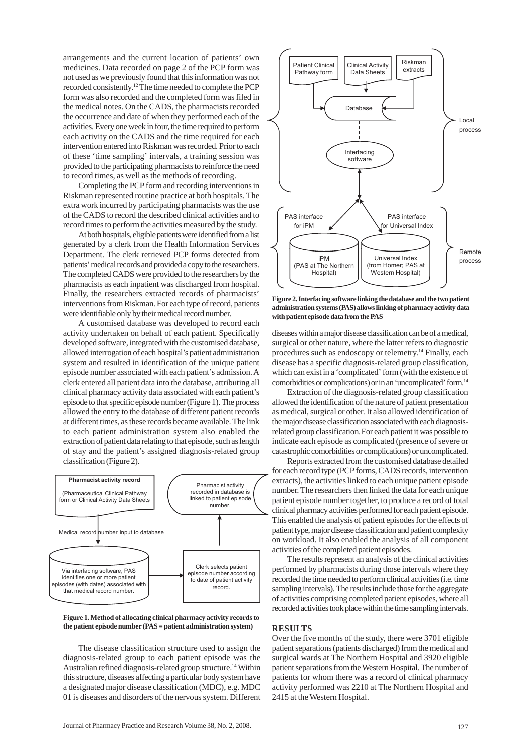arrangements and the current location of patients' own medicines. Data recorded on page 2 of the PCP form was not used as we previously found that this information was not recorded consistently.[12] The time needed to complete the PCP form was also recorded and the completed form was filed in the medical notes. On the CADS, the pharmacists recorded the occurrence and date of when they performed each of the activities. Every one week in four, the time required to perform each activity on the CADS and the time required for each intervention entered into Riskman was recorded. Prior to each of these 'time sampling' intervals, a training session was provided to the participating pharmacists to reinforce the need to record times, as well as the methods of recording.

Completing the PCP form and recording interventions in Riskman represented routine practice at both hospitals. The extra work incurred by participating pharmacists was the use of the CADS to record the described clinical activities and to record times to perform the activities measured by the study.

At both hospitals, eligible patients were identified from a list generated by a clerk from the Health Information Services Department. The clerk retrieved PCP forms detected from patients' medical records and provided a copy to the researchers. The completed CADS were provided to the researchers by the pharmacists as each inpatient was discharged from hospital. Finally, the researchers extracted records of pharmacists' interventions from Riskman. For each type of record, patients were identifiable only by their medical record number.

A customised database was developed to record each activity undertaken on behalf of each patient. Specifically developed software, integrated with the customised database, allowed interrogation of each hospital's patient administration system and resulted in identification of the unique patient episode number associated with each patient's admission. A clerk entered all patient data into the database, attributing all clinical pharmacy activity data associated with each patient's episode to that specific episode number (Figure 1). The process allowed the entry to the database of different patient records at different times, as these records became available. The link to each patient administration system also enabled the extraction of patient data relating to that episode, such as length of stay and the patient's assigned diagnosis-related group classification (Figure 2).

**Pharmacist activity record**

(Pharmaceutical Clinical Pathway form or Clinical Activity Data Sheets

Medical record number input to database

Via interfacing software, PAS identifies one or more patient episodes (with dates) associated with that medical record number.

Clerk selects patient episode number according to date of patient activity record.

Pharmacist activity recorded in database is linked to patient episode number.

**Figure 1. Method of allocating clinical pharmacy activity records to the patient episode number (PAS = patient administration system)**

The disease classification structure used to assign the diagnosis-related group to each patient episode was the Australian refined diagnosis-related group structure.[14] Within this structure, diseases affecting a particular body system have a designated major disease classification (MDC), e.g. MDC 01 is diseases and disorders of the nervous system. Different diseases within a major disease classification can be of a medical, surgical or other nature, where the latter refers to diagnostic procedures such as endoscopy or telemetry.[14] Finally, each disease has a specific diagnosis-related group classification, which can exist in a 'complicated' form (with the existence of comorbidities or complications) or in an 'uncomplicated' form.[14]

Patient Clinical Pathway form

Clinical Activity Data Sheets

Riskman extracts

Database

Interfacing software

Local process

PAS interface for iPM

PAS interface for Universal Index

iPM (PAS at The Northern Hospital)

Universal Index (from Homer; PAS at Western Hospital)

Remote process

**Figure 2. Interfacing software linking the database and the two patient administration systems (PAS) allows linking of pharmacy activity data with patient episode data from the PAS**

Extraction of the diagnosis-related group classification allowed the identification of the nature of patient presentation as medical, surgical or other. It also allowed identification of the major disease classification associated with each diagnosis-related group classification. For each patient it was possible to indicate each episode as complicated (presence of severe or catastrophic comorbidities or complications) or uncomplicated.

Reports extracted from the customised database detailed for each record type (PCP forms, CADS records, intervention extracts), the activities linked to each unique patient episode number. The researchers then linked the data for each unique patient episode number together, to produce a record of total clinical pharmacy activities performed for each patient episode. This enabled the analysis of patient episodes for the effects of patient type, major disease classification and patient complexity on workload. It also enabled the analysis of all component activities of the completed patient episodes.

The results represent an analysis of the clinical activities performed by pharmacists during those intervals where they recorded the time needed to perform clinical activities (i.e. time sampling intervals). The results include those for the aggregate of activities comprising completed patient episodes, where all recorded activities took place within the time sampling intervals.

## RESULTS

Over the five months of the study, there were 3701 eligible patient separations (patients discharged) from the medical and surgical wards at The Northern Hospital and 3920 eligible patient separations from the Western Hospital. The number of patients for whom there was a record of clinical pharmacy activity performed was 2210 at The Northern Hospital and 2415 at the Western Hospital.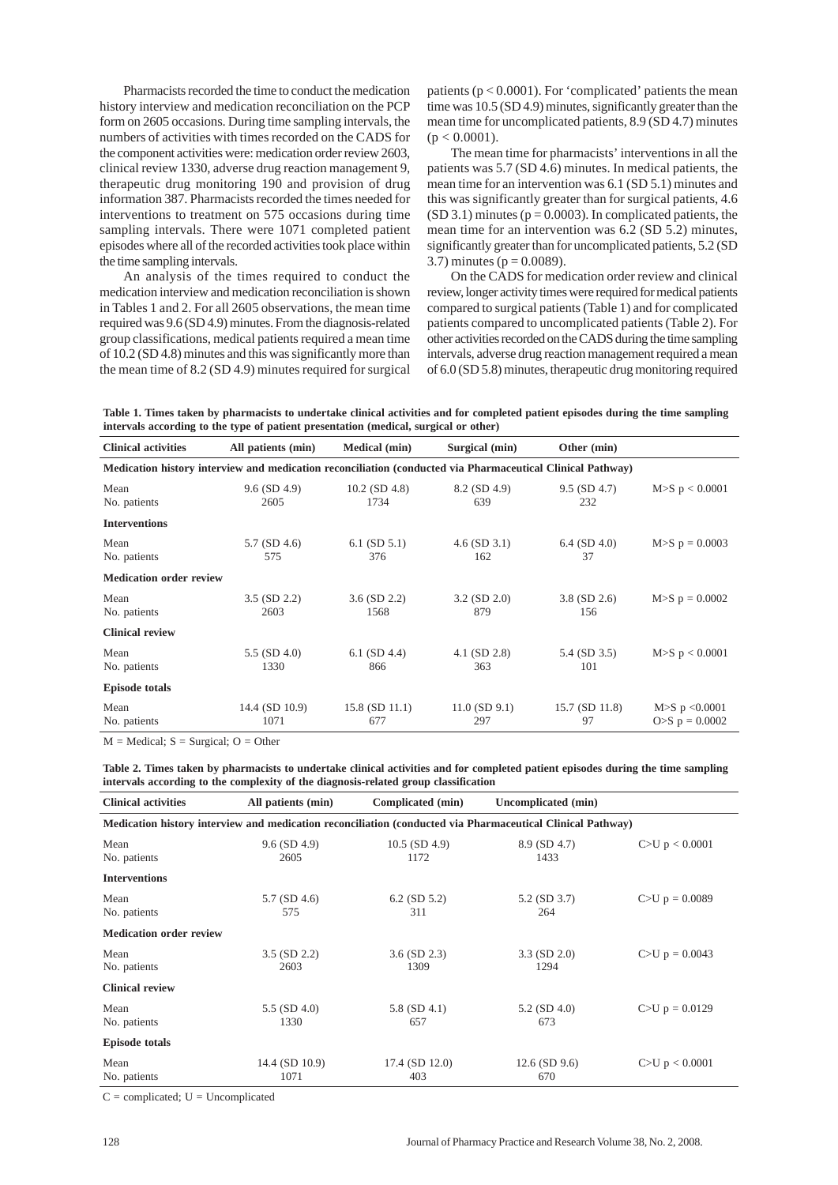Pharmacists recorded the time to conduct the medication history interview and medication reconciliation on the PCP form on 2605 occasions. During time sampling intervals, the numbers of activities with times recorded on the CADS for the component activities were: medication order review 2603, clinical review 1330, adverse drug reaction management 9, therapeutic drug monitoring 190 and provision of drug information 387. Pharmacists recorded the times needed for interventions to treatment on 575 occasions during time sampling intervals. There were 1071 completed patient episodes where all of the recorded activities took place within the time sampling intervals.

An analysis of the times required to conduct the medication interview and medication reconciliation is shown in Tables 1 and 2. For all 2605 observations, the mean time required was 9.6 (SD 4.9) minutes. From the diagnosis-related group classifications, medical patients required a mean time of 10.2 (SD 4.8) minutes and this was significantly more than the mean time of 8.2 (SD 4.9) minutes required for surgical patients ($p < 0.0001$). For 'complicated' patients the mean time was 10.5 (SD 4.9) minutes, significantly greater than the mean time for uncomplicated patients, 8.9 (SD 4.7) minutes ($p < 0.0001$).

The mean time for pharmacists' interventions in all the patients was 5.7 (SD 4.6) minutes. In medical patients, the mean time for an intervention was 6.1 (SD 5.1) minutes and this was significantly greater than for surgical patients, 4.6 (SD 3.1) minutes ($p = 0.0003$). In complicated patients, the mean time for an intervention was 6.2 (SD 5.2) minutes, significantly greater than for uncomplicated patients, 5.2 (SD 3.7) minutes ($p = 0.0089$).

On the CADS for medication order review and clinical review, longer activity times were required for medical patients compared to surgical patients (Table 1) and for complicated patients compared to uncomplicated patients (Table 2). For other activities recorded on the CADS during the time sampling intervals, adverse drug reaction management required a mean of 6.0 (SD 5.8) minutes, therapeutic drug monitoring required

**Table 1. Times taken by pharmacists to undertake clinical activities and for completed patient episodes during the time sampling intervals according to the type of patient presentation (medical, surgical or other)**

| Clinical activities | All patients (min) | Medical (min) | Surgical (min) | Other (min) | |
|---|---|---|---|---|---|
| **Medication history interview and medication reconciliation (conducted via Pharmaceutical Clinical Pathway)** | | | | | |
| Mean | 9.6 (SD 4.9) | 10.2 (SD 4.8) | 8.2 (SD 4.9) | 9.5 (SD 4.7) | M>S $p < 0.0001$ |
| No. patients | 2605 | 1734 | 639 | 232 | |
| **Interventions** | | | | | |
| Mean | 5.7 (SD 4.6) | 6.1 (SD 5.1) | 4.6 (SD 3.1) | 6.4 (SD 4.0) | M>S $p = 0.0003$ |
| No. patients | 575 | 376 | 162 | 37 | |
| **Medication order review** | | | | | |
| Mean | 3.5 (SD 2.2) | 3.6 (SD 2.2) | 3.2 (SD 2.0) | 3.8 (SD 2.6) | M>S $p = 0.0002$ |
| No. patients | 2603 | 1568 | 879 | 156 | |
| **Clinical review** | | | | | |
| Mean | 5.5 (SD 4.0) | 6.1 (SD 4.4) | 4.1 (SD 2.8) | 5.4 (SD 3.5) | M>S $p < 0.0001$ |
| No. patients | 1330 | 866 | 363 | 101 | |
| **Episode totals** | | | | | |
| Mean | 14.4 (SD 10.9) | 15.8 (SD 11.1) | 11.0 (SD 9.1) | 15.7 (SD 11.8) | M>S $p < 0.0001$ |
| No. patients | 1071 | 677 | 297 | 97 | O>S $p = 0.0002$ |

M = Medical; S = Surgical; O = Other

**Table 2. Times taken by pharmacists to undertake clinical activities and for completed patient episodes during the time sampling intervals according to the complexity of the diagnosis-related group classification**

| Clinical activities | All patients (min) | Complicated (min) | Uncomplicated (min) | |
|---|---|---|---|---|
| **Medication history interview and medication reconciliation (conducted via Pharmaceutical Clinical Pathway)** | | | | |
| Mean | 9.6 (SD 4.9) | 10.5 (SD 4.9) | 8.9 (SD 4.7) | C>U $p < 0.0001$ |
| No. patients | 2605 | 1172 | 1433 | |
| **Interventions** | | | | |
| Mean | 5.7 (SD 4.6) | 6.2 (SD 5.2) | 5.2 (SD 3.7) | C>U $p = 0.0089$ |
| No. patients | 575 | 311 | 264 | |
| **Medication order review** | | | | |
| Mean | 3.5 (SD 2.2) | 3.6 (SD 2.3) | 3.3 (SD 2.0) | C>U $p = 0.0043$ |
| No. patients | 2603 | 1309 | 1294 | |
| **Clinical review** | | | | |
| Mean | 5.5 (SD 4.0) | 5.8 (SD 4.1) | 5.2 (SD 4.0) | C>U $p = 0.0129$ |
| No. patients | 1330 | 657 | 673 | |
| **Episode totals** | | | | |
| Mean | 14.4 (SD 10.9) | 17.4 (SD 12.0) | 12.6 (SD 9.6) | C>U $p < 0.0001$ |
| No. patients | 1071 | 403 | 670 | |

C = complicated; U = Uncomplicated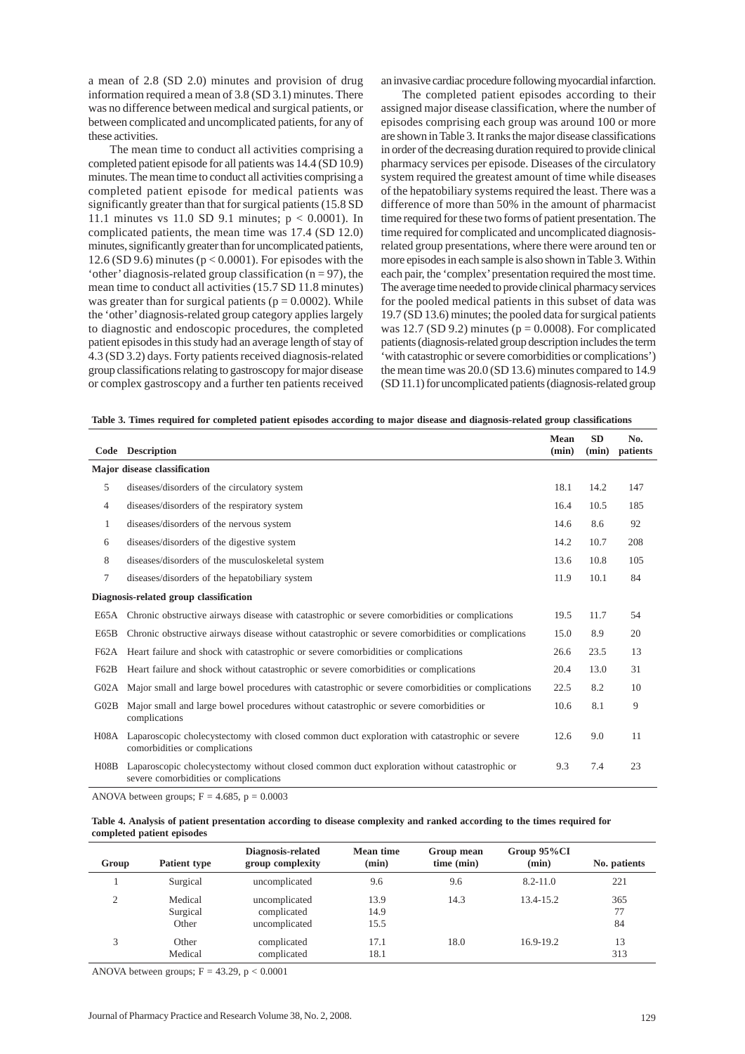a mean of 2.8 (SD 2.0) minutes and provision of drug information required a mean of 3.8 (SD 3.1) minutes. There was no difference between medical and surgical patients, or between complicated and uncomplicated patients, for any of these activities.

The mean time to conduct all activities comprising a completed patient episode for all patients was 14.4 (SD 10.9) minutes. The mean time to conduct all activities comprising a completed patient episode for medical patients was significantly greater than that for surgical patients (15.8 SD 11.1 minutes vs 11.0 SD 9.1 minutes; $p < 0.0001$). In complicated patients, the mean time was 17.4 (SD 12.0) minutes, significantly greater than for uncomplicated patients, 12.6 (SD 9.6) minutes ($p < 0.0001$). For episodes with the 'other' diagnosis-related group classification ($n = 97$), the mean time to conduct all activities (15.7 SD 11.8 minutes) was greater than for surgical patients ($p = 0.0002$). While the 'other' diagnosis-related group category applies largely to diagnostic and endoscopic procedures, the completed patient episodes in this study had an average length of stay of 4.3 (SD 3.2) days. Forty patients received diagnosis-related group classifications relating to gastroscopy for major disease or complex gastroscopy and a further ten patients received an invasive cardiac procedure following myocardial infarction.

The completed patient episodes according to their assigned major disease classification, where the number of episodes comprising each group was around 100 or more are shown in Table 3. It ranks the major disease classifications in order of the decreasing duration required to provide clinical pharmacy services per episode. Diseases of the circulatory system required the greatest amount of time while diseases of the hepatobiliary systems required the least. There was a difference of more than 50% in the amount of pharmacist time required for these two forms of patient presentation. The time required for complicated and uncomplicated diagnosis-related group presentations, where there were around ten or more episodes in each sample is also shown in Table 3. Within each pair, the 'complex' presentation required the most time. The average time needed to provide clinical pharmacy services for the pooled medical patients in this subset of data was 19.7 (SD 13.6) minutes; the pooled data for surgical patients was 12.7 (SD 9.2) minutes ($p = 0.0008$). For complicated patients (diagnosis-related group description includes the term 'with catastrophic or severe comorbidities or complications') the mean time was 20.0 (SD 13.6) minutes compared to 14.9 (SD 11.1) for uncomplicated patients (diagnosis-related group

**Table 3. Times required for completed patient episodes according to major disease and diagnosis-related group classifications**

| Code | Description | Mean (min) | SD (min) | No. patients |
|---|---|---|---|---|
| **Major disease classification** | | | | |
| 5 | diseases/disorders of the circulatory system | 18.1 | 14.2 | 147 |
| 4 | diseases/disorders of the respiratory system | 16.4 | 10.5 | 185 |
| 1 | diseases/disorders of the nervous system | 14.6 | 8.6 | 92 |
| 6 | diseases/disorders of the digestive system | 14.2 | 10.7 | 208 |
| 8 | diseases/disorders of the musculoskeletal system | 13.6 | 10.8 | 105 |
| 7 | diseases/disorders of the hepatobiliary system | 11.9 | 10.1 | 84 |
| **Diagnosis-related group classification** | | | | |
| E65A | Chronic obstructive airways disease with catastrophic or severe comorbidities or complications | 19.5 | 11.7 | 54 |
| E65B | Chronic obstructive airways disease without catastrophic or severe comorbidities or complications | 15.0 | 8.9 | 20 |
| F62A | Heart failure and shock with catastrophic or severe comorbidities or complications | 26.6 | 23.5 | 13 |
| F62B | Heart failure and shock without catastrophic or severe comorbidities or complications | 20.4 | 13.0 | 31 |
| G02A | Major small and large bowel procedures with catastrophic or severe comorbidities or complications | 22.5 | 8.2 | 10 |
| G02B | Major small and large bowel procedures without catastrophic or severe comorbidities or complications | 10.6 | 8.1 | 9 |
| H08A | Laparoscopic cholecystectomy with closed common duct exploration with catastrophic or severe comorbidities or complications | 12.6 | 9.0 | 11 |
| H08B | Laparoscopic cholecystectomy without closed common duct exploration without catastrophic or severe comorbidities or complications | 9.3 | 7.4 | 23 |

ANOVA between groups; $F = 4.685$, $p = 0.0003$

**Table 4. Analysis of patient presentation according to disease complexity and ranked according to the times required for completed patient episodes**

| Group | Patient type | Diagnosis-related group complexity | Mean time (min) | Group mean time (min) | Group 95%CI (min) | No. patients |
|---|---|---|---|---|---|---|
| 1 | Surgical | uncomplicated | 9.6 | 9.6 | 8.2-11.0 | 221 |
| 2 | Medical | uncomplicated | 13.9 | 14.3 | 13.4-15.2 | 365 |
| | Surgical | complicated | 14.9 | | | 77 |
| | Other | uncomplicated | 15.5 | | | 84 |
| 3 | Other | complicated | 17.1 | 18.0 | 16.9-19.2 | 13 |
| | Medical | complicated | 18.1 | | | 313 |

ANOVA between groups; $F = 43.29$, $p < 0.0001$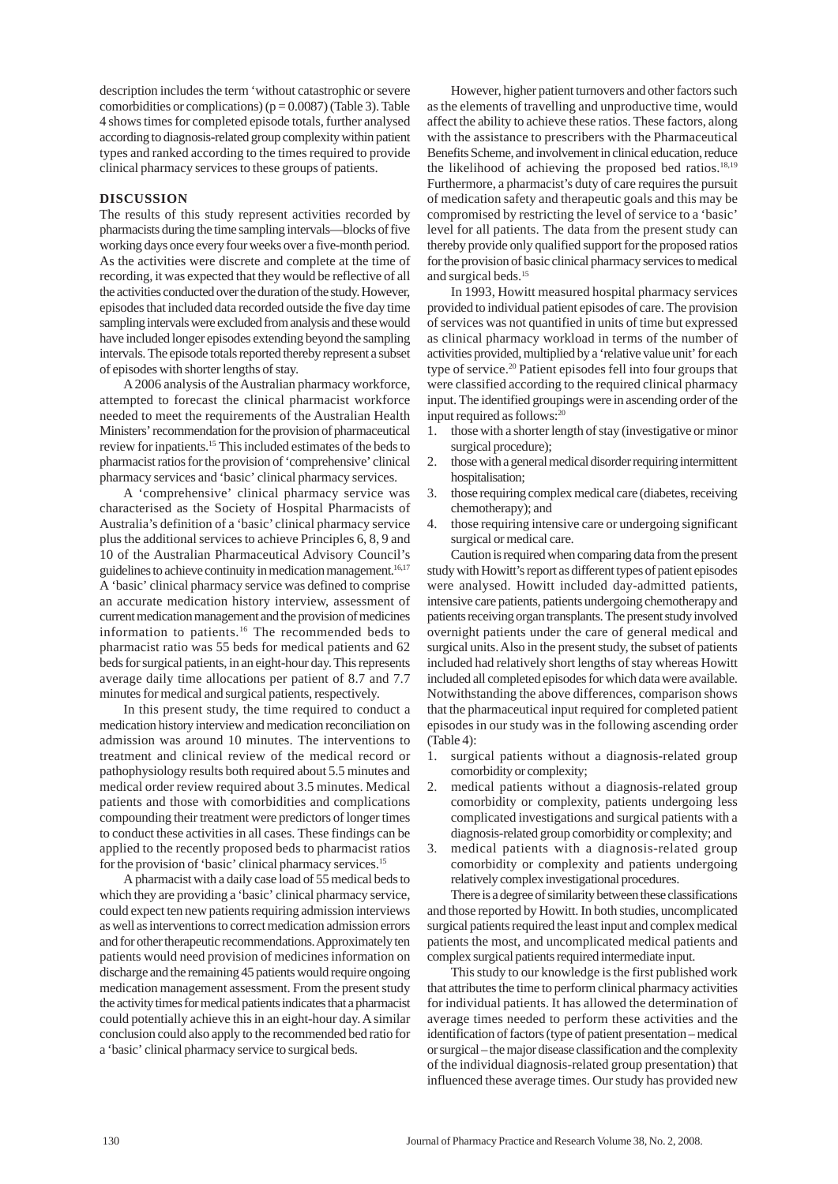description includes the term 'without catastrophic or severe comorbidities or complications) ($p = 0.0087$) (Table 3). Table 4 shows times for completed episode totals, further analysed according to diagnosis-related group complexity within patient types and ranked according to the times required to provide clinical pharmacy services to these groups of patients.

## DISCUSSION

The results of this study represent activities recorded by pharmacists during the time sampling intervals—blocks of five working days once every four weeks over a five-month period. As the activities were discrete and complete at the time of recording, it was expected that they would be reflective of all the activities conducted over the duration of the study. However, episodes that included data recorded outside the five day time sampling intervals were excluded from analysis and these would have included longer episodes extending beyond the sampling intervals. The episode totals reported thereby represent a subset of episodes with shorter lengths of stay.

A 2006 analysis of the Australian pharmacy workforce, attempted to forecast the clinical pharmacist workforce needed to meet the requirements of the Australian Health Ministers' recommendation for the provision of pharmaceutical review for inpatients.[15] This included estimates of the beds to pharmacist ratios for the provision of 'comprehensive' clinical pharmacy services and 'basic' clinical pharmacy services.

A 'comprehensive' clinical pharmacy service was characterised as the Society of Hospital Pharmacists of Australia's definition of a 'basic' clinical pharmacy service plus the additional services to achieve Principles 6, 8, 9 and 10 of the Australian Pharmaceutical Advisory Council's guidelines to achieve continuity in medication management.[16,17] A 'basic' clinical pharmacy service was defined to comprise an accurate medication history interview, assessment of current medication management and the provision of medicines information to patients.[16] The recommended beds to pharmacist ratio was 55 beds for medical patients and 62 beds for surgical patients, in an eight-hour day. This represents average daily time allocations per patient of 8.7 and 7.7 minutes for medical and surgical patients, respectively.

In this present study, the time required to conduct a medication history interview and medication reconciliation on admission was around 10 minutes. The interventions to treatment and clinical review of the medical record or pathophysiology results both required about 5.5 minutes and medical order review required about 3.5 minutes. Medical patients and those with comorbidities and complications compounding their treatment were predictors of longer times to conduct these activities in all cases. These findings can be applied to the recently proposed beds to pharmacist ratios for the provision of 'basic' clinical pharmacy services.[15]

A pharmacist with a daily case load of 55 medical beds to which they are providing a 'basic' clinical pharmacy service, could expect ten new patients requiring admission interviews as well as interventions to correct medication admission errors and for other therapeutic recommendations. Approximately ten patients would need provision of medicines information on discharge and the remaining 45 patients would require ongoing medication management assessment. From the present study the activity times for medical patients indicates that a pharmacist could potentially achieve this in an eight-hour day. A similar conclusion could also apply to the recommended bed ratio for a 'basic' clinical pharmacy service to surgical beds.

However, higher patient turnovers and other factors such as the elements of travelling and unproductive time, would affect the ability to achieve these ratios. These factors, along with the assistance to prescribers with the Pharmaceutical Benefits Scheme, and involvement in clinical education, reduce the likelihood of achieving the proposed bed ratios.[18,19] Furthermore, a pharmacist's duty of care requires the pursuit of medication safety and therapeutic goals and this may be compromised by restricting the level of service to a 'basic' level for all patients. The data from the present study can thereby provide only qualified support for the proposed ratios for the provision of basic clinical pharmacy services to medical and surgical beds.[15]

In 1993, Howitt measured hospital pharmacy services provided to individual patient episodes of care. The provision of services was not quantified in units of time but expressed as clinical pharmacy workload in terms of the number of activities provided, multiplied by a 'relative value unit' for each type of service.[20] Patient episodes fell into four groups that were classified according to the required clinical pharmacy input. The identified groupings were in ascending order of the input required as follows:[20]

1. those with a shorter length of stay (investigative or minor surgical procedure);
2. those with a general medical disorder requiring intermittent hospitalisation;
3. those requiring complex medical care (diabetes, receiving chemotherapy); and
4. those requiring intensive care or undergoing significant surgical or medical care.

Caution is required when comparing data from the present study with Howitt's report as different types of patient episodes were analysed. Howitt included day-admitted patients, intensive care patients, patients undergoing chemotherapy and patients receiving organ transplants. The present study involved overnight patients under the care of general medical and surgical units. Also in the present study, the subset of patients included had relatively short lengths of stay whereas Howitt included all completed episodes for which data were available. Notwithstanding the above differences, comparison shows that the pharmaceutical input required for completed patient episodes in our study was in the following ascending order (Table 4):

1. surgical patients without a diagnosis-related group comorbidity or complexity;
2. medical patients without a diagnosis-related group comorbidity or complexity, patients undergoing less complicated investigations and surgical patients with a diagnosis-related group comorbidity or complexity; and
3. medical patients with a diagnosis-related group comorbidity or complexity and patients undergoing relatively complex investigational procedures.

There is a degree of similarity between these classifications and those reported by Howitt. In both studies, uncomplicated surgical patients required the least input and complex medical patients the most, and uncomplicated medical patients and complex surgical patients required intermediate input.

This study to our knowledge is the first published work that attributes the time to perform clinical pharmacy activities for individual patients. It has allowed the determination of average times needed to perform these activities and the identification of factors (type of patient presentation – medical or surgical – the major disease classification and the complexity of the individual diagnosis-related group presentation) that influenced these average times. Our study has provided new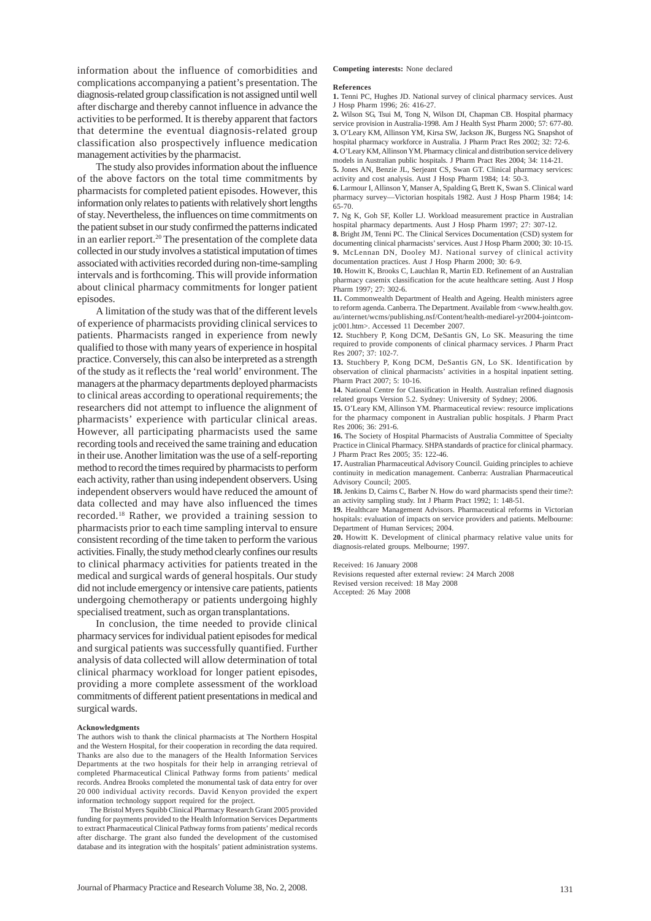information about the influence of comorbidities and complications accompanying a patient's presentation. The diagnosis-related group classification is not assigned until well after discharge and thereby cannot influence in advance the activities to be performed. It is thereby apparent that factors that determine the eventual diagnosis-related group classification also prospectively influence medication management activities by the pharmacist.

The study also provides information about the influence of the above factors on the total time commitments by pharmacists for completed patient episodes. However, this information only relates to patients with relatively short lengths of stay. Nevertheless, the influences on time commitments on the patient subset in our study confirmed the patterns indicated in an earlier report.[20] The presentation of the complete data collected in our study involves a statistical imputation of times associated with activities recorded during non-time-sampling intervals and is forthcoming. This will provide information about clinical pharmacy commitments for longer patient episodes.

A limitation of the study was that of the different levels of experience of pharmacists providing clinical services to patients. Pharmacists ranged in experience from newly qualified to those with many years of experience in hospital practice. Conversely, this can also be interpreted as a strength of the study as it reflects the 'real world' environment. The managers at the pharmacy departments deployed pharmacists to clinical areas according to operational requirements; the researchers did not attempt to influence the alignment of pharmacists' experience with particular clinical areas. However, all participating pharmacists used the same recording tools and received the same training and education in their use. Another limitation was the use of a self-reporting method to record the times required by pharmacists to perform each activity, rather than using independent observers. Using independent observers would have reduced the amount of data collected and may have also influenced the times recorded.[18] Rather, we provided a training session to pharmacists prior to each time sampling interval to ensure consistent recording of the time taken to perform the various activities. Finally, the study method clearly confines our results to clinical pharmacy activities for patients treated in the medical and surgical wards of general hospitals. Our study did not include emergency or intensive care patients, patients undergoing chemotherapy or patients undergoing highly specialised treatment, such as organ transplantations.

In conclusion, the time needed to provide clinical pharmacy services for individual patient episodes for medical and surgical patients was successfully quantified. Further analysis of data collected will allow determination of total clinical pharmacy workload for longer patient episodes, providing a more complete assessment of the workload commitments of different patient presentations in medical and surgical wards.

#### Acknowledgments

The authors wish to thank the clinical pharmacists at The Northern Hospital and the Western Hospital, for their cooperation in recording the data required. Thanks are also due to the managers of the Health Information Services Departments at the two hospitals for their help in arranging retrieval of completed Pharmaceutical Clinical Pathway forms from patients' medical records. Andrea Brooks completed the monumental task of data entry for over 20 000 individual activity records. David Kenyon provided the expert information technology support required for the project.

The Bristol Myers Squibb Clinical Pharmacy Research Grant 2005 provided funding for payments provided to the Health Information Services Departments to extract Pharmaceutical Clinical Pathway forms from patients' medical records after discharge. The grant also funded the development of the customised database and its integration with the hospitals' patient administration systems.

**Competing interests:** None declared

#### References

**1.** Tenni PC, Hughes JD. National survey of clinical pharmacy services. Aust J Hosp Pharm 1996; 26: 416-27.

**2.** Wilson SG, Tsui M, Tong N, Wilson DI, Chapman CB. Hospital pharmacy service provision in Australia-1998. Am J Health Syst Pharm 2000; 57: 677-80.

**3.** O'Leary KM, Allinson YM, Kirsa SW, Jackson JK, Burgess NG. Snapshot of hospital pharmacy workforce in Australia. J Pharm Pract Res 2002; 32: 72-6.

**4.** O'Leary KM, Allinson YM. Pharmacy clinical and distribution service delivery models in Australian public hospitals. J Pharm Pract Res 2004; 34: 114-21.

**5.** Jones AN, Benzie JL, Serjeant CS, Swan GT. Clinical pharmacy services: activity and cost analysis. Aust J Hosp Pharm 1984; 14: 50-3.

**6.** Larmour I, Allinson Y, Manser A, Spalding G, Brett K, Swan S. Clinical ward pharmacy survey—Victorian hospitals 1982. Aust J Hosp Pharm 1984; 14: 65-70.

**7.** Ng K, Goh SF, Koller LJ. Workload measurement practice in Australian hospital pharmacy departments. Aust J Hosp Pharm 1997; 27: 307-12.

**8.** Bright JM, Tenni PC. The Clinical Services Documentation (CSD) system for documenting clinical pharmacists' services. Aust J Hosp Pharm 2000; 30: 10-15.

**9.** McLennan DN, Dooley MJ. National survey of clinical activity documentation practices. Aust J Hosp Pharm 2000; 30: 6-9.

**10.** Howitt K, Brooks C, Lauchlan R, Martin ED. Refinement of an Australian pharmacy casemix classification for the acute healthcare setting. Aust J Hosp Pharm 1997; 27: 302-6.

**11.** Commonwealth Department of Health and Ageing. Health ministers agree to reform agenda. Canberra. The Department. Available from <www.health.gov.au/internet/wcms/publishing.nsf/Content/health-mediarel-yr2004-jointcom-jc001.htm>. Accessed 11 December 2007.

**12.** Stuchbery P, Kong DCM, DeSantis GN, Lo SK. Measuring the time required to provide components of clinical pharmacy services. J Pharm Pract Res 2007; 37: 102-7.

**13.** Stuchbery P, Kong DCM, DeSantis GN, Lo SK. Identification by observation of clinical pharmacists' activities in a hospital inpatient setting. Pharm Pract 2007; 5: 10-16.

**14.** National Centre for Classification in Health. Australian refined diagnosis related groups Version 5.2. Sydney: University of Sydney; 2006.

**15.** O'Leary KM, Allinson YM. Pharmaceutical review: resource implications for the pharmacy component in Australian public hospitals. J Pharm Pract Res 2006; 36: 291-6.

**16.** The Society of Hospital Pharmacists of Australia Committee of Specialty Practice in Clinical Pharmacy. SHPA standards of practice for clinical pharmacy. J Pharm Pract Res 2005; 35: 122-46.

**17.** Australian Pharmaceutical Advisory Council. Guiding principles to achieve continuity in medication management. Canberra: Australian Pharmaceutical Advisory Council; 2005.

**18.** Jenkins D, Cairns C, Barber N. How do ward pharmacists spend their time?: an activity sampling study. Int J Pharm Pract 1992; 1: 148-51.

**19.** Healthcare Management Advisors. Pharmaceutical reforms in Victorian hospitals: evaluation of impacts on service providers and patients. Melbourne: Department of Human Services; 2004.

**20.** Howitt K. Development of clinical pharmacy relative value units for diagnosis-related groups. Melbourne; 1997.

Received: 16 January 2008
Revisions requested after external review: 24 March 2008
Revised version received: 18 May 2008
Accepted: 26 May 2008